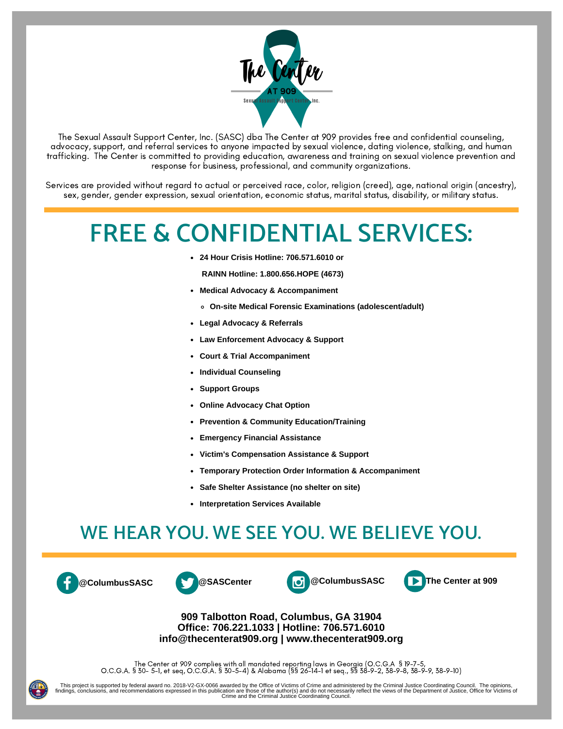The Center

AT 909

Sexual Assault Support Center, Inc.

The Sexual Assault Support Center, Inc. (SASC) dba The Center at 909 provides free and confidential counseling, advocacy, support, and referral services to anyone impacted by sexual violence, dating violence, stalking, and human trafficking. The Center is committed to providing education, awareness and training on sexual violence prevention and response for business, professional, and community organizations.

Services are provided without regard to actual or perceived race, color, religion (creed), age, national origin (ancestry), sex, gender, gender expression, sexual orientation, economic status, marital status, disability, or military status.

# FREE & CONFIDENTIAL SERVICES:

- **24 Hour Crisis Hotline: 706.571.6010 or**

  **RAINN Hotline: 1.800.656.HOPE (4673)**
- **Medical Advocacy & Accompaniment**
  - **On-site Medical Forensic Examinations (adolescent/adult)**
- **Legal Advocacy & Referrals**
- **Law Enforcement Advocacy & Support**
- **Court & Trial Accompaniment**
- **Individual Counseling**
- **Support Groups**
- **Online Advocacy Chat Option**
- **Prevention & Community Education/Training**
- **Emergency Financial Assistance**
- **Victim's Compensation Assistance & Support**
- **Temporary Protection Order Information & Accompaniment**
- **Safe Shelter Assistance (no shelter on site)**
- **Interpretation Services Available**

## WE HEAR YOU. WE SEE YOU. WE BELIEVE YOU.

**@ColumbusSASC** **@SASCenter** **@ColumbusSASC** **The Center at 909**

**909 Talbotton Road, Columbus, GA 31904**
**Office: 706.221.1033 | Hotline: 706.571.6010**
**info@thecenterat909.org | www.thecenterat909.org**

The Center at 909 complies with all mandated reporting laws in Georgia (O.C.G.A § 19-7-5, O.C.G.A. § 30- 5-1, et seq, O.C.G.A. § 30-5-4) & Alabama (§§ 26-14-1 et seq., §§ 38-9-2, 38-9-8, 38-9-9, 38-9-10)

This project is supported by federal award no. 2018-V2-GX-0066 awarded by the Office of Victims of Crime and administered by the Criminal Justice Coordinating Council. The opinions, findings, conclusions, and recommendations expressed in this publication are those of the author(s) and do not necessarily reflect the views of the Department of Justice, Office for Victims of Crime and the Criminal Justice Coordinating Council.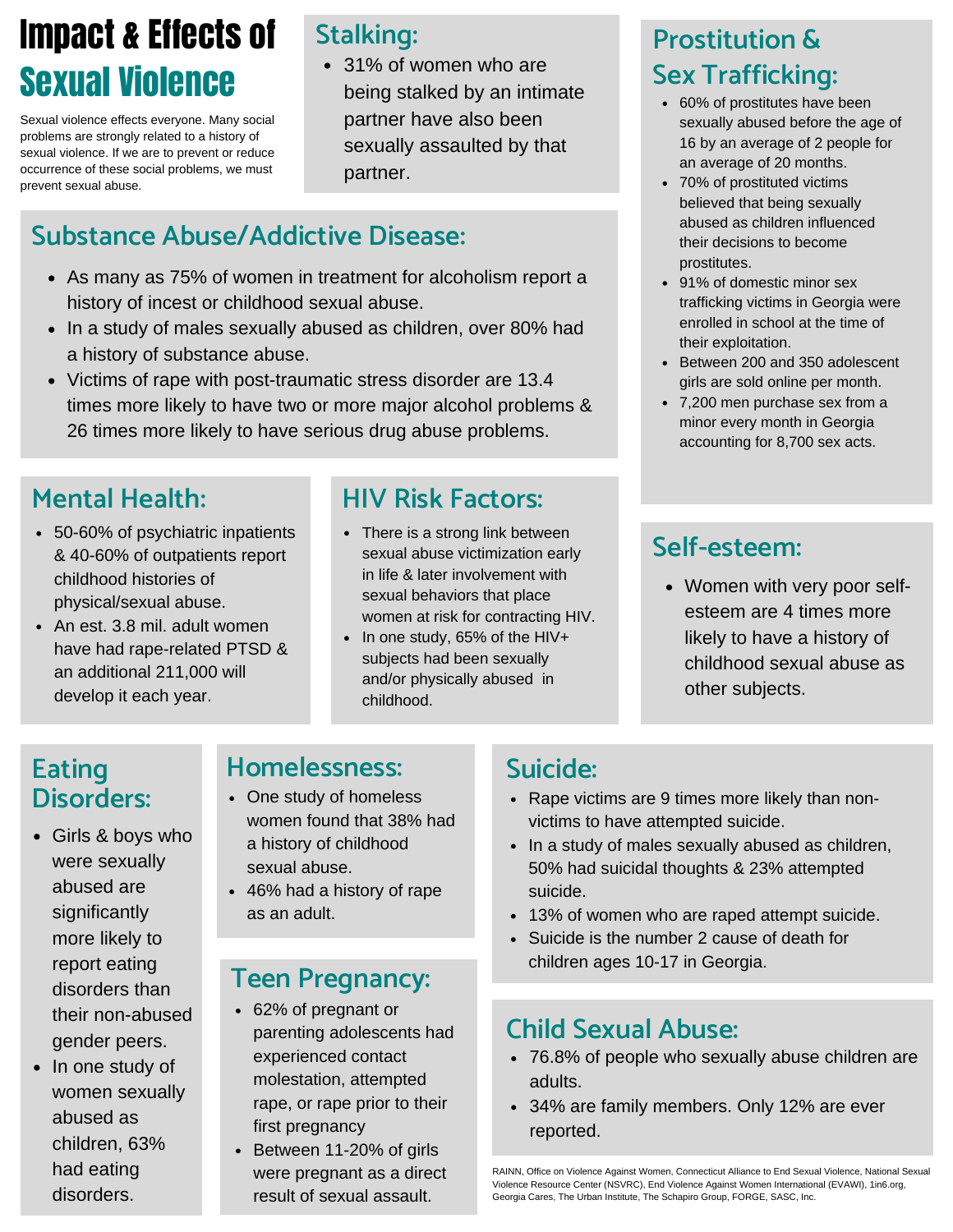# Impact & Effects of Sexual Violence

Sexual violence effects everyone. Many social problems are strongly related to a history of sexual violence. If we are to prevent or reduce occurrence of these social problems, we must prevent sexual abuse.

## Stalking:

- 31% of women who are being stalked by an intimate partner have also been sexually assaulted by that partner.

## Prostitution & Sex Trafficking:

- 60% of prostitutes have been sexually abused before the age of 16 by an average of 2 people for an average of 20 months.
- 70% of prostituted victims believed that being sexually abused as children influenced their decisions to become prostitutes.
- 91% of domestic minor sex trafficking victims in Georgia were enrolled in school at the time of their exploitation.
- Between 200 and 350 adolescent girls are sold online per month.
- 7,200 men purchase sex from a minor every month in Georgia accounting for 8,700 sex acts.

## Substance Abuse/Addictive Disease:

- As many as 75% of women in treatment for alcoholism report a history of incest or childhood sexual abuse.
- In a study of males sexually abused as children, over 80% had a history of substance abuse.
- Victims of rape with post-traumatic stress disorder are 13.4 times more likely to have two or more major alcohol problems & 26 times more likely to have serious drug abuse problems.

## Mental Health:

- 50-60% of psychiatric inpatients & 40-60% of outpatients report childhood histories of physical/sexual abuse.
- An est. 3.8 mil. adult women have had rape-related PTSD & an additional 211,000 will develop it each year.

## HIV Risk Factors:

- There is a strong link between sexual abuse victimization early in life & later involvement with sexual behaviors that place women at risk for contracting HIV.
- In one study, 65% of the HIV+ subjects had been sexually and/or physically abused in childhood.

## Self-esteem:

- Women with very poor self-esteem are 4 times more likely to have a history of childhood sexual abuse as other subjects.

## Eating Disorders:

- Girls & boys who were sexually abused are significantly more likely to report eating disorders than their non-abused gender peers.
- In one study of women sexually abused as children, 63% had eating disorders.

## Homelessness:

- One study of homeless women found that 38% had a history of childhood sexual abuse.
- 46% had a history of rape as an adult.

## Teen Pregnancy:

- 62% of pregnant or parenting adolescents had experienced contact molestation, attempted rape, or rape prior to their first pregnancy
- Between 11-20% of girls were pregnant as a direct result of sexual assault.

## Suicide:

- Rape victims are 9 times more likely than non-victims to have attempted suicide.
- In a study of males sexually abused as children, 50% had suicidal thoughts & 23% attempted suicide.
- 13% of women who are raped attempt suicide.
- Suicide is the number 2 cause of death for children ages 10-17 in Georgia.

## Child Sexual Abuse:

- 76.8% of people who sexually abuse children are adults.
- 34% are family members. Only 12% are ever reported.

RAINN, Office on Violence Against Women, Connecticut Alliance to End Sexual Violence, National Sexual Violence Resource Center (NSVRC), End Violence Against Women International (EVAWI), 1in6.org, Georgia Cares, The Urban Institute, The Schapiro Group, FORGE, SASC, Inc.